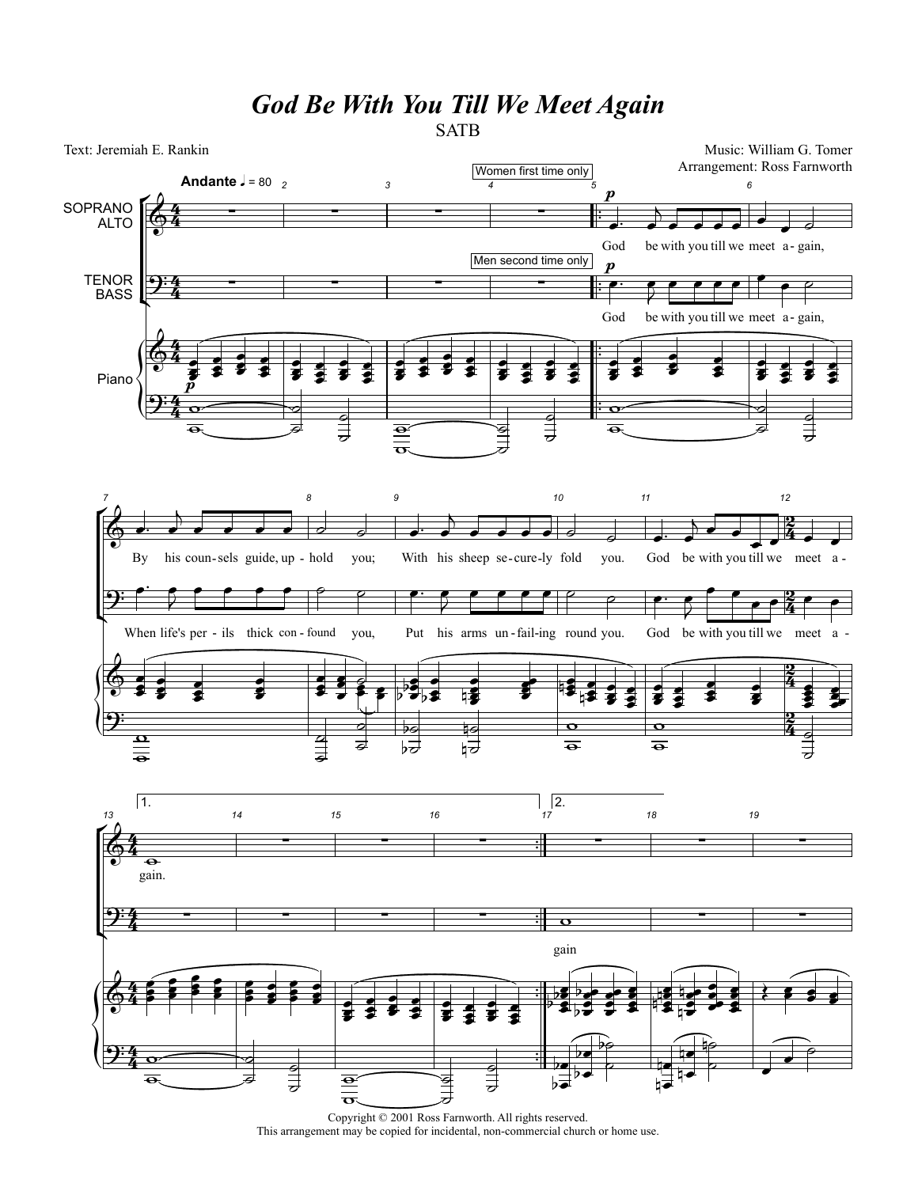# *God Be With You Till We Meet Again*

SATB

Text: Jeremiah E. Rankin

Music: William G. Tomer
Arrangement: Ross Farnworth

Andante ♩ = 80

Women first time only

Men second time only

God be with you till we meet a- gain, By his coun- sels guide, up - hold you; With his sheep se- cure- ly fold you. God be with you till we meet a - gain.

God be with you till we meet a- gain, When life's per - ils thick con - found you, Put his arms un - fail- ing round you. God be with you till we meet a - gain

Copyright © 2001 Ross Farnworth. All rights reserved.
This arrangement may be copied for incidental, non-commercial church or home use.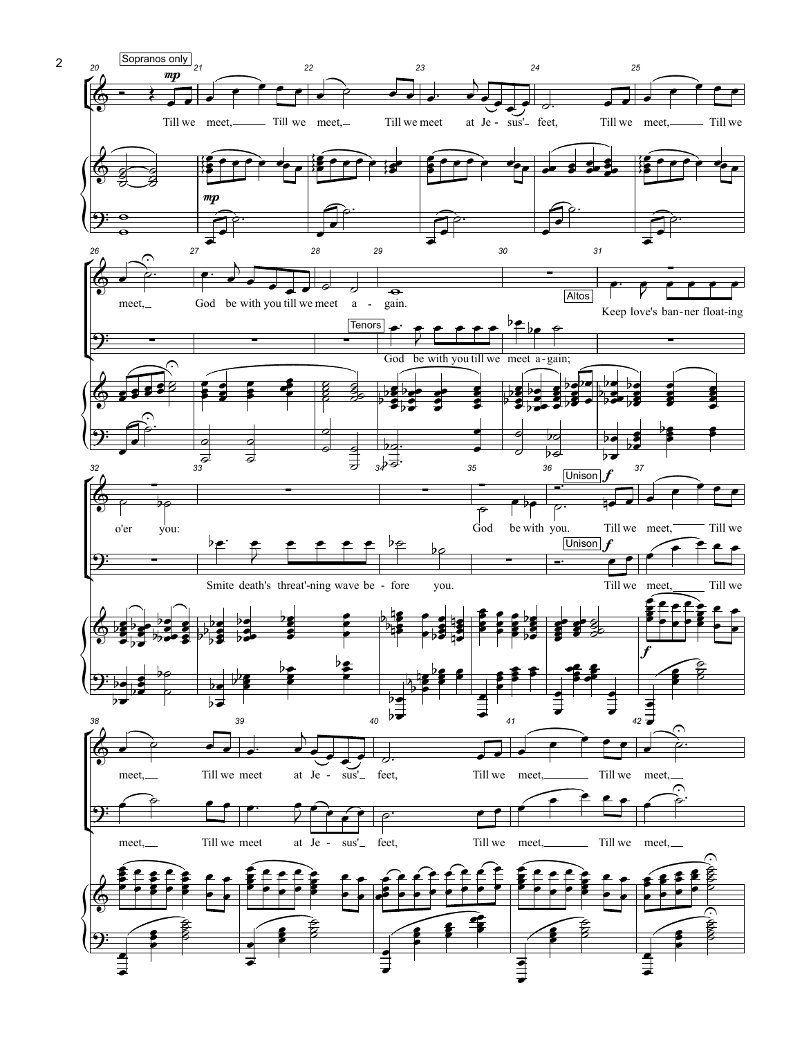Sopranos only

Till we meet, Till we meet, Till we meet at Je - sus' feet, Till we meet, Till we meet, God be with you till we meet a - gain.

Tenors

God be with you till we meet a - gain;

Altos

Keep love's ban - ner float - ing o'er you:

Smite death's threat' - ning wave be - fore you.

God be with you.

Unison

Till we meet, Till we meet, Till we meet at Je - sus' feet, Till we meet, Till we meet,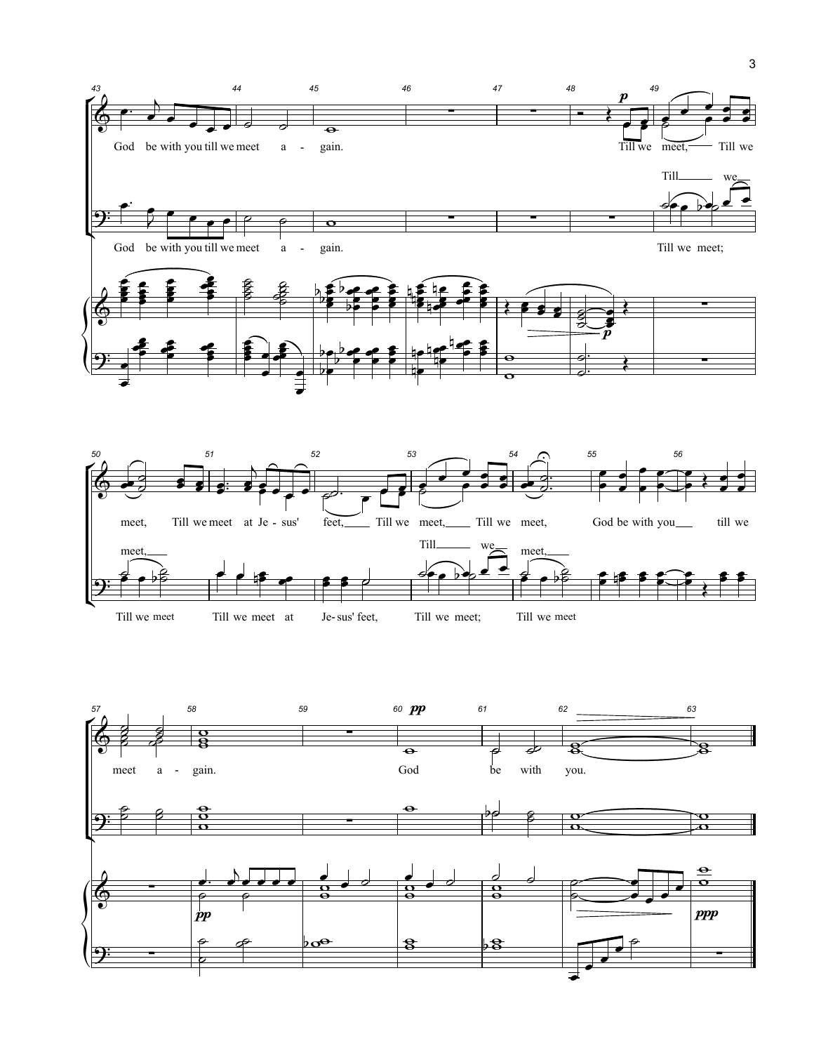God be with you till we meet a - gain.

Till we meet, Till we

Till we

God be with you till we meet a - gain.

Till we meet;

meet, Till we meet at Je - sus' feet, Till we meet, Till we meet,

God be with you till we

meet,

Till we

meet,

Till we meet Till we meet at Je- sus' feet, Till we meet; Till we meet

meet a - gain. God be with you.